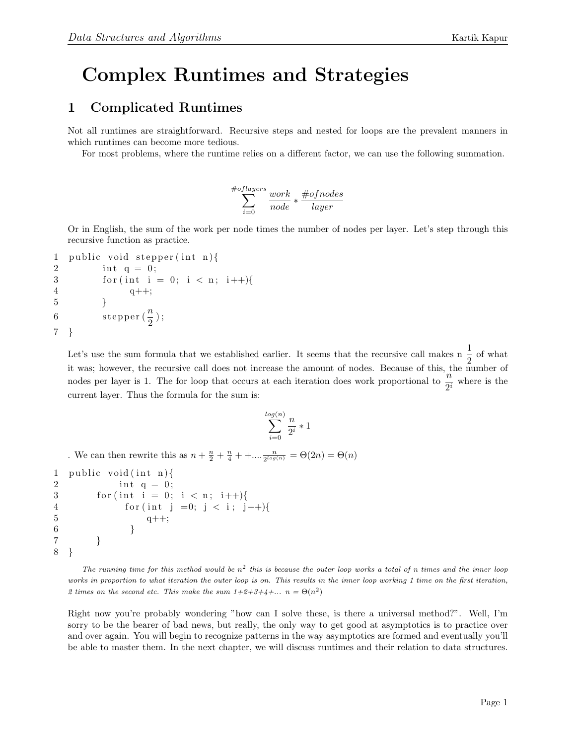# Complex Runtimes and Strategies

## 1 Complicated Runtimes

Not all runtimes are straightforward. Recursive steps and nested for loops are the prevalent manners in which runtimes can become more tedious.

For most problems, where the runtime relies on a different factor, we can use the following summation.

$$\sum_{i=0}^{\#oflayers} \frac{work}{node} * \frac{\#ofnodes}{layer}$$

Or in English, the sum of the work per node times the number of nodes per layer. Let's step through this recursive function as practice.

```
1  public void stepper(int n){
2      int q = 0;
3      for(int i = 0; i < n; i++){
4          q++;
5      }
6      stepper(n/2);
7  }
```

Let's use the sum formula that we established earlier. It seems that the recursive call makes n $\frac{1}{2}$ of what it was; however, the recursive call does not increase the amount of nodes. Because of this, the number of nodes per layer is 1. The for loop that occurs at each iteration does work proportional to $\frac{n}{2^i}$ where is the current layer. Thus the formula for the sum is:

$$\sum_{i=0}^{log(n)} \frac{n}{2^i} * 1$$

. We can then rewrite this as $n + \frac{n}{2} + \frac{n}{4} + +....\frac{n}{2^{log(n)}} = \Theta(2n) = \Theta(n)$

```
1  public void(int n){
2          int q = 0;
3      for(int i = 0; i < n; i++){
4          for(int j =0; j < i; j++){
5              q++;
6          }
7      }
8  }
```

*The running time for this method would be $n^2$ this is because the outer loop works a total of n times and the inner loop works in proportion to what iteration the outer loop is on. This results in the inner loop working 1 time on the first iteration, 2 times on the second etc. This make the sum 1+2+3+4+... n = $\Theta(n^2)$*

Right now you're probably wondering "how can I solve these, is there a universal method?". Well, I'm sorry to be the bearer of bad news, but really, the only way to get good at asymptotics is to practice over and over again. You will begin to recognize patterns in the way asymptotics are formed and eventually you'll be able to master them. In the next chapter, we will discuss runtimes and their relation to data structures.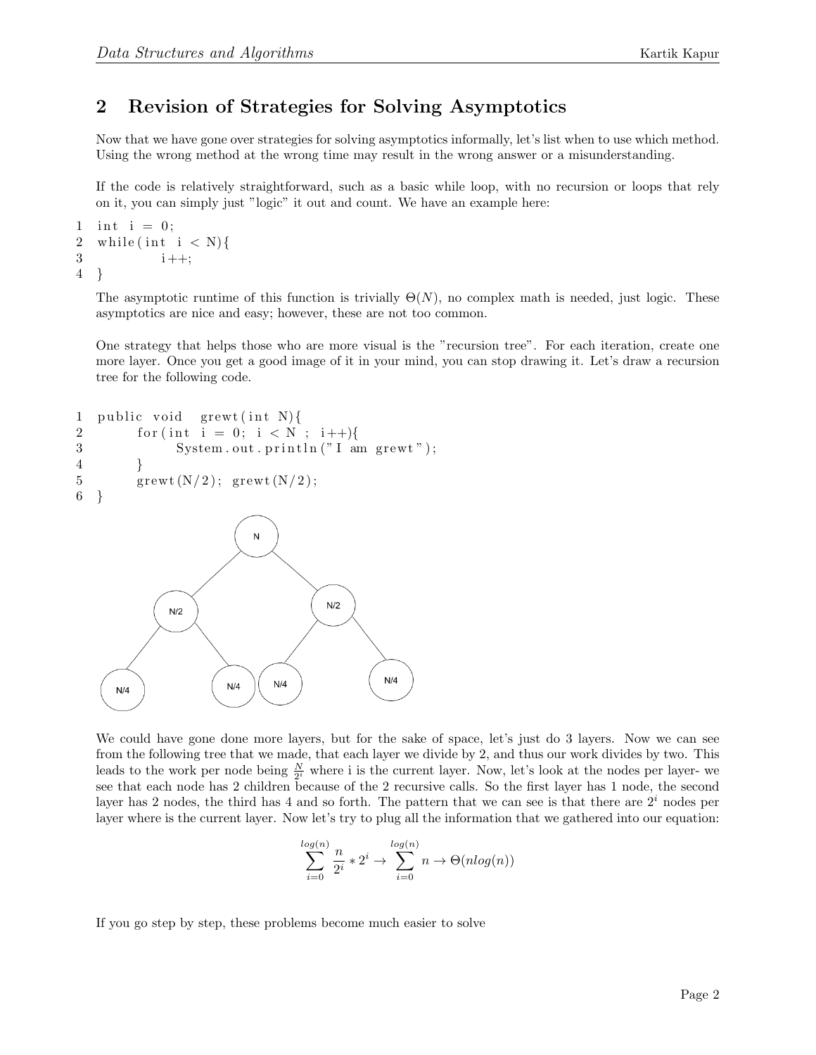## 2 Revision of Strategies for Solving Asymptotics

Now that we have gone over strategies for solving asymptotics informally, let's list when to use which method. Using the wrong method at the wrong time may result in the wrong answer or a misunderstanding.

If the code is relatively straightforward, such as a basic while loop, with no recursion or loops that rely on it, you can simply just "logic" it out and count. We have an example here:

```
1  int i = 0;
2  while(int i < N){
3          i++;
4  }
```

The asymptotic runtime of this function is trivially $\Theta(N)$, no complex math is needed, just logic. These asymptotics are nice and easy; however, these are not too common.

One strategy that helps those who are more visual is the "recursion tree". For each iteration, create one more layer. Once you get a good image of it in your mind, you can stop drawing it. Let's draw a recursion tree for the following code.

```
1  public void  grewt(int N){
2        for(int i = 0; i < N ; i++){
3              System.out.println("I am grewt");
4        }
5        grewt(N/2); grewt(N/2);
6  }
```

N

N/2 N/2

N/4 N/4 N/4 N/4

We could have gone done more layers, but for the sake of space, let's just do 3 layers. Now we can see from the following tree that we made, that each layer we divide by 2, and thus our work divides by two. This leads to the work per node being $\frac{N}{2^i}$ where i is the current layer. Now, let's look at the nodes per layer- we see that each node has 2 children because of the 2 recursive calls. So the first layer has 1 node, the second layer has 2 nodes, the third has 4 and so forth. The pattern that we can see is that there are $2^i$ nodes per layer where is the current layer. Now let's try to plug all the information that we gathered into our equation:

$$\sum_{i=0}^{log(n)} \frac{n}{2^i} * 2^i \rightarrow \sum_{i=0}^{log(n)} n \rightarrow \Theta(nlog(n))$$

If you go step by step, these problems become much easier to solve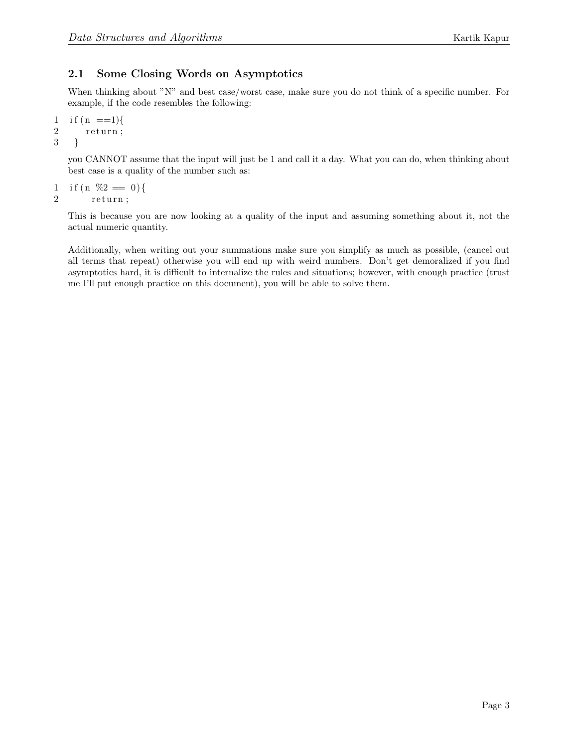### 2.1 Some Closing Words on Asymptotics

When thinking about "N" and best case/worst case, make sure you do not think of a specific number. For example, if the code resembles the following:

```
if(n ==1){
    return;
 }
```

you CANNOT assume that the input will just be 1 and call it a day. What you can do, when thinking about best case is a quality of the number such as:

```
if(n %2 == 0){
     return;
```

This is because you are now looking at a quality of the input and assuming something about it, not the actual numeric quantity.

Additionally, when writing out your summations make sure you simplify as much as possible, (cancel out all terms that repeat) otherwise you will end up with weird numbers. Don't get demoralized if you find asymptotics hard, it is difficult to internalize the rules and situations; however, with enough practice (trust me I'll put enough practice on this document), you will be able to solve them.